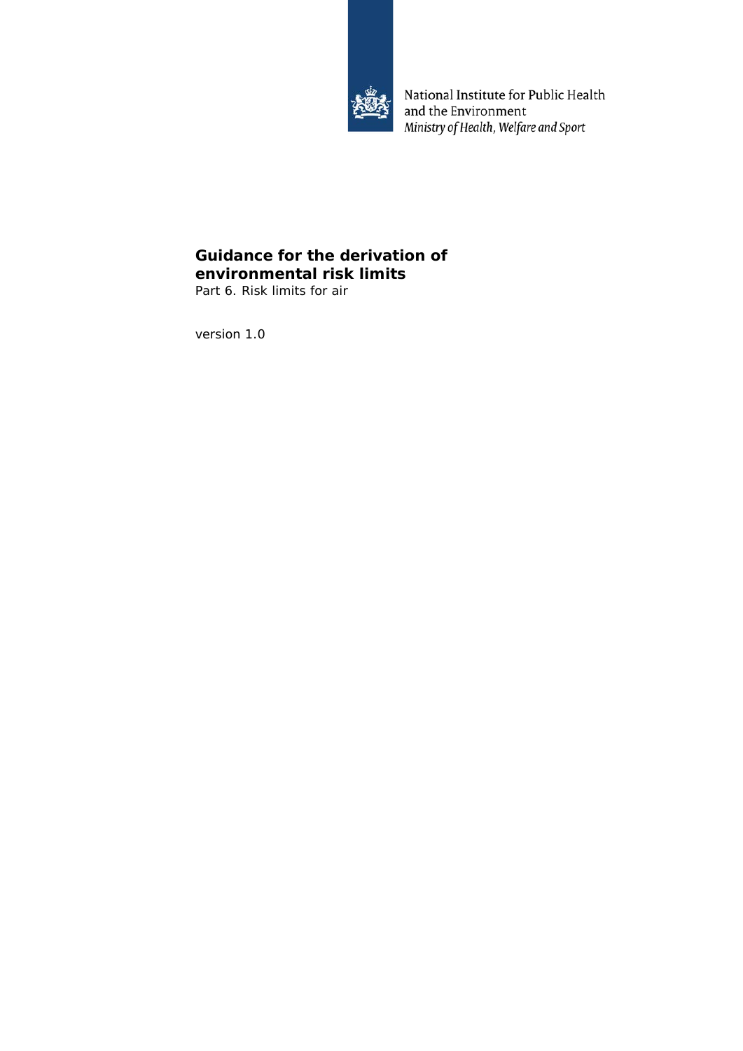National Institute for Public Health
and the Environment
*Ministry of Health, Welfare and Sport*

# Guidance for the derivation of environmental risk limits

Part 6. Risk limits for air

version 1.0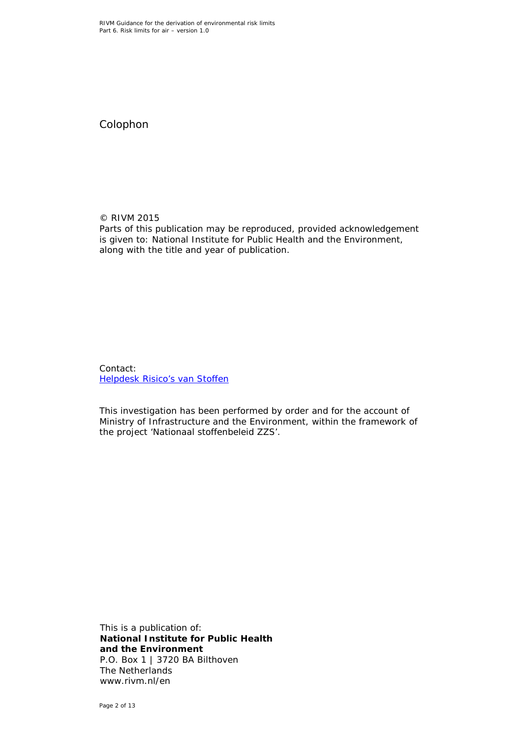## Colophon

© RIVM 2015
Parts of this publication may be reproduced, provided acknowledgement is given to: National Institute for Public Health and the Environment, along with the title and year of publication.

Contact:
Helpdesk Risico's van Stoffen

This investigation has been performed by order and for the account of Ministry of Infrastructure and the Environment, within the framework of the project 'Nationaal stoffenbeleid ZZS'.

This is a publication of:
**National Institute for Public Health and the Environment**
P.O. Box 1 | 3720 BA Bilthoven
The Netherlands
www.rivm.nl/en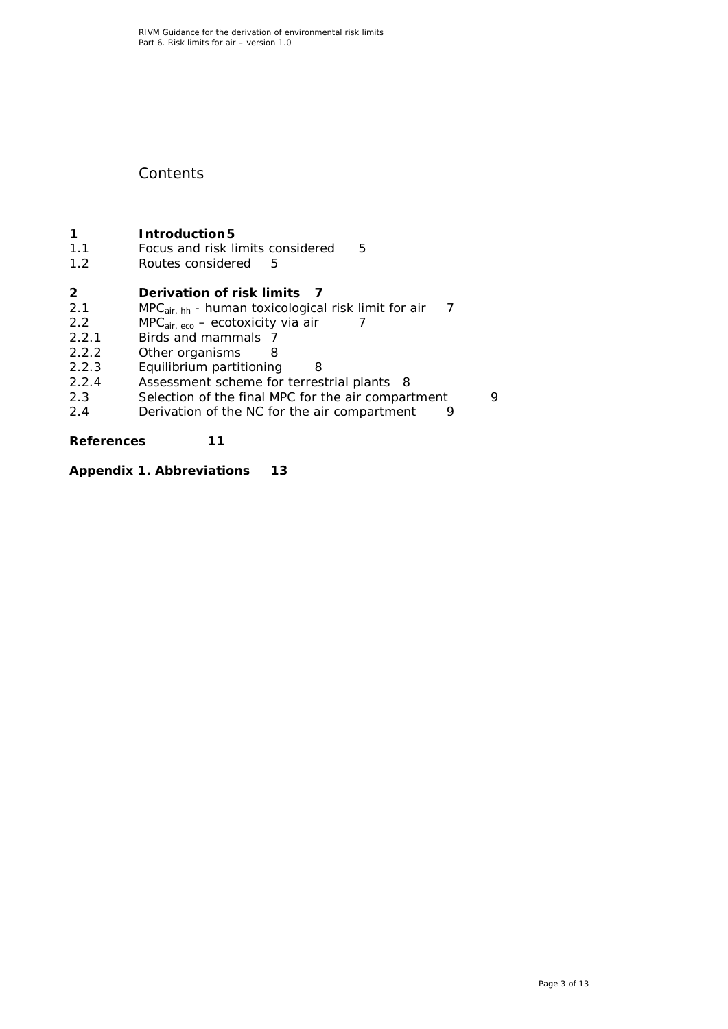# Contents

**1 Introduction 5**
1.1 Focus and risk limits considered 5
1.2 Routes considered 5

**2 Derivation of risk limits 7**
2.1 $MPC_{air,\ hh}$ - human toxicological risk limit for air 7
2.2 $MPC_{air,\ eco}$ – ecotoxicity via air 7
2.2.1 Birds and mammals 7
2.2.2 Other organisms 8
2.2.3 Equilibrium partitioning 8
2.2.4 Assessment scheme for terrestrial plants 8
2.3 Selection of the final MPC for the air compartment 9
2.4 Derivation of the NC for the air compartment 9

**References 11**

**Appendix 1. Abbreviations 13**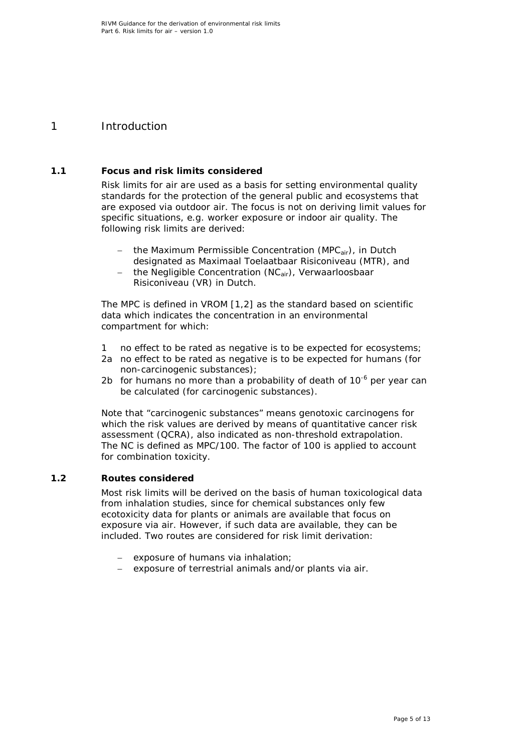# 1 Introduction

## 1.1 Focus and risk limits considered

Risk limits for air are used as a basis for setting environmental quality standards for the protection of the general public and ecosystems that are exposed via outdoor air. The focus is not on deriving limit values for specific situations, e.g. worker exposure or indoor air quality. The following risk limits are derived:

- the Maximum Permissible Concentration ($MPC_{air}$), in Dutch designated as Maximaal Toelaatbaar Risiconiveau (MTR), and
- the Negligible Concentration ($NC_{air}$), Verwaarloosbaar Risiconiveau (VR) in Dutch.

The MPC is defined in VROM [1,2] as the standard based on scientific data which indicates the concentration in an environmental compartment for which:

1 no effect to be rated as negative is to be expected for ecosystems;
2a no effect to be rated as negative is to be expected for humans (for non-carcinogenic substances);
2b for humans no more than a probability of death of $10^{-6}$ per year can be calculated (for carcinogenic substances).

Note that "carcinogenic substances" means genotoxic carcinogens for which the risk values are derived by means of quantitative cancer risk assessment (QCRA), also indicated as non-threshold extrapolation. The NC is defined as MPC/100. The factor of 100 is applied to account for combination toxicity.

## 1.2 Routes considered

Most risk limits will be derived on the basis of human toxicological data from inhalation studies, since for chemical substances only few ecotoxicity data for plants or animals are available that focus on exposure via air. However, if such data are available, they can be included. Two routes are considered for risk limit derivation:

- exposure of humans via inhalation;
- exposure of terrestrial animals and/or plants via air.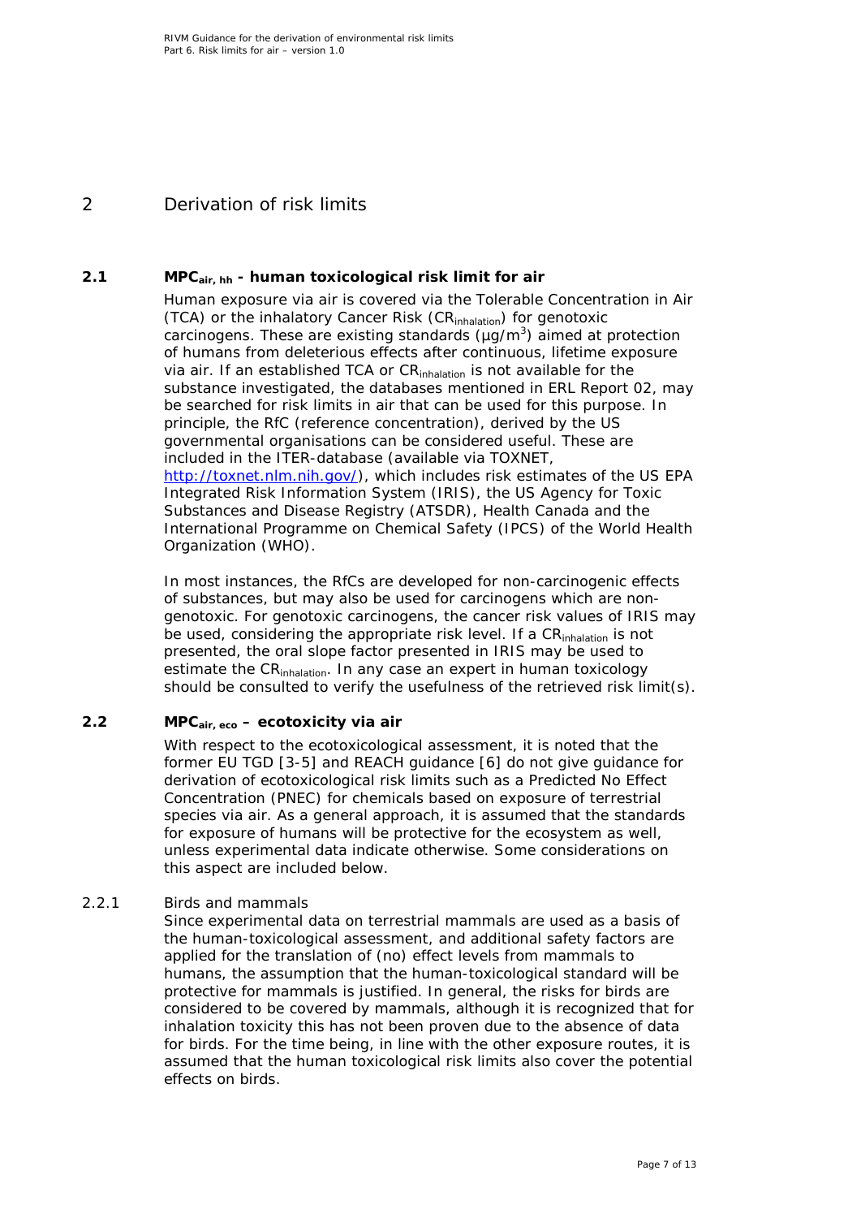# 2 Derivation of risk limits

## 2.1 $MPC_{air, hh}$ - human toxicological risk limit for air

Human exposure via air is covered via the Tolerable Concentration in Air (TCA) or the inhalatory Cancer Risk ($CR_{inhalation}$) for genotoxic carcinogens. These are existing standards ($\mu g/m^3$) aimed at protection of humans from deleterious effects after continuous, lifetime exposure via air. If an established TCA or $CR_{inhalation}$ is not available for the substance investigated, the databases mentioned in ERL Report 02, may be searched for risk limits in air that can be used for this purpose. In principle, the RfC (reference concentration), derived by the US governmental organisations can be considered useful. These are included in the ITER-database (available via TOXNET, http://toxnet.nlm.nih.gov/), which includes risk estimates of the US EPA Integrated Risk Information System (IRIS), the US Agency for Toxic Substances and Disease Registry (ATSDR), Health Canada and the International Programme on Chemical Safety (IPCS) of the World Health Organization (WHO).

In most instances, the RfCs are developed for non-carcinogenic effects of substances, but may also be used for carcinogens which are non-genotoxic. For genotoxic carcinogens, the cancer risk values of IRIS may be used, considering the appropriate risk level. If a $CR_{inhalation}$ is not presented, the oral slope factor presented in IRIS may be used to estimate the $CR_{inhalation}$. In any case an expert in human toxicology should be consulted to verify the usefulness of the retrieved risk limit(s).

## 2.2 $MPC_{air, eco}$ – ecotoxicity via air

With respect to the ecotoxicological assessment, it is noted that the former EU TGD [3-5] and REACH guidance [6] do not give guidance for derivation of ecotoxicological risk limits such as a Predicted No Effect Concentration (PNEC) for chemicals based on exposure of terrestrial species via air. As a general approach, it is assumed that the standards for exposure of humans will be protective for the ecosystem as well, unless experimental data indicate otherwise. Some considerations on this aspect are included below.

### 2.2.1 Birds and mammals

Since experimental data on terrestrial mammals are used as a basis of the human-toxicological assessment, and additional safety factors are applied for the translation of (no) effect levels from mammals to humans, the assumption that the human-toxicological standard will be protective for mammals is justified. In general, the risks for birds are considered to be covered by mammals, although it is recognized that for inhalation toxicity this has not been proven due to the absence of data for birds. For the time being, in line with the other exposure routes, it is assumed that the human toxicological risk limits also cover the potential effects on birds.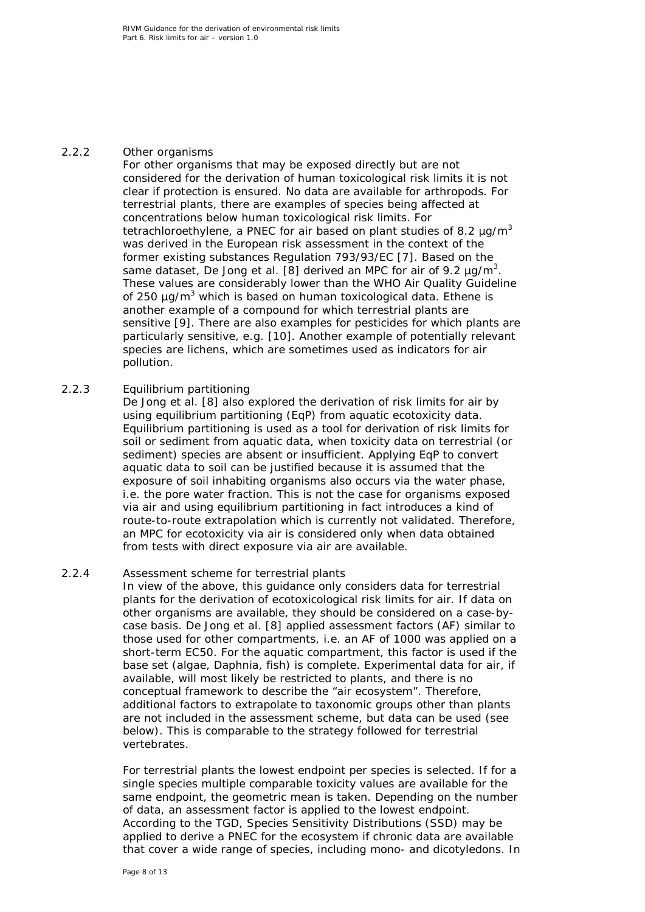### 2.2.2 Other organisms

For other organisms that may be exposed directly but are not considered for the derivation of human toxicological risk limits it is not clear if protection is ensured. No data are available for arthropods. For terrestrial plants, there are examples of species being affected at concentrations below human toxicological risk limits. For tetrachloroethylene, a PNEC for air based on plant studies of 8.2 μg/m$^3$ was derived in the European risk assessment in the context of the former existing substances Regulation 793/93/EC [7]. Based on the same dataset, De Jong et al. [8] derived an MPC for air of 9.2 μg/m$^3$. These values are considerably lower than the WHO Air Quality Guideline of 250 μg/m$^3$ which is based on human toxicological data. Ethene is another example of a compound for which terrestrial plants are sensitive [9]. There are also examples for pesticides for which plants are particularly sensitive, e.g. [10]. Another example of potentially relevant species are lichens, which are sometimes used as indicators for air pollution.

### 2.2.3 Equilibrium partitioning

De Jong et al. [8] also explored the derivation of risk limits for air by using equilibrium partitioning (EqP) from aquatic ecotoxicity data. Equilibrium partitioning is used as a tool for derivation of risk limits for soil or sediment from aquatic data, when toxicity data on terrestrial (or sediment) species are absent or insufficient. Applying EqP to convert aquatic data to soil can be justified because it is assumed that the exposure of soil inhabiting organisms also occurs via the water phase, i.e. the pore water fraction. This is not the case for organisms exposed via air and using equilibrium partitioning in fact introduces a kind of route-to-route extrapolation which is currently not validated. Therefore, an MPC for ecotoxicity via air is considered only when data obtained from tests with direct exposure via air are available.

### 2.2.4 Assessment scheme for terrestrial plants

In view of the above, this guidance only considers data for terrestrial plants for the derivation of ecotoxicological risk limits for air. If data on other organisms are available, they should be considered on a case-by-case basis. De Jong et al. [8] applied assessment factors (AF) similar to those used for other compartments, i.e. an AF of 1000 was applied on a short-term EC50. For the aquatic compartment, this factor is used if the base set (algae, Daphnia, fish) is complete. Experimental data for air, if available, will most likely be restricted to plants, and there is no conceptual framework to describe the “air ecosystem”. Therefore, additional factors to extrapolate to taxonomic groups other than plants are not included in the assessment scheme, but data can be used (see below). This is comparable to the strategy followed for terrestrial vertebrates.

For terrestrial plants the lowest endpoint per species is selected. If for a single species multiple comparable toxicity values are available for the same endpoint, the geometric mean is taken. Depending on the number of data, an assessment factor is applied to the lowest endpoint. According to the TGD, Species Sensitivity Distributions (SSD) may be applied to derive a PNEC for the ecosystem if chronic data are available that cover a wide range of species, including mono- and dicotyledons. In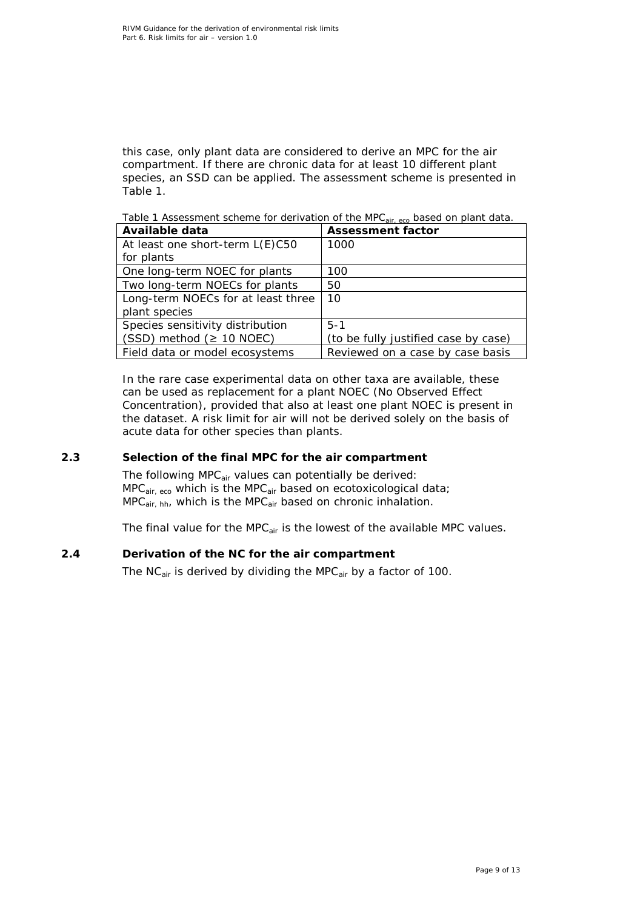this case, only plant data are considered to derive an MPC for the air compartment. If there are chronic data for at least 10 different plant species, an SSD can be applied. The assessment scheme is presented in Table 1.

Table 1 Assessment scheme for derivation of the $MPC_{air,\ eco}$ based on plant data.

| Available data | Assessment factor |
|---|---|
| At least one short-term L(E)C50 for plants | 1000 |
| One long-term NOEC for plants | 100 |
| Two long-term NOECs for plants | 50 |
| Long-term NOECs for at least three plant species | 10 |
| Species sensitivity distribution (SSD) method (≥ 10 NOEC) | 5-1 (to be fully justified case by case) |
| Field data or model ecosystems | Reviewed on a case by case basis |

In the rare case experimental data on other taxa are available, these can be used as replacement for a plant NOEC (No Observed Effect Concentration), provided that also at least one plant NOEC is present in the dataset. A risk limit for air will not be derived solely on the basis of acute data for other species than plants.

## 2.3 Selection of the final MPC for the air compartment

The following $MPC_{air}$ values can potentially be derived:
$MPC_{air,\ eco}$ which is the $MPC_{air}$ based on ecotoxicological data;
$MPC_{air,\ hh}$, which is the $MPC_{air}$ based on chronic inhalation.

The final value for the $MPC_{air}$ is the lowest of the available MPC values.

## 2.4 Derivation of the NC for the air compartment

The $NC_{air}$ is derived by dividing the $MPC_{air}$ by a factor of 100.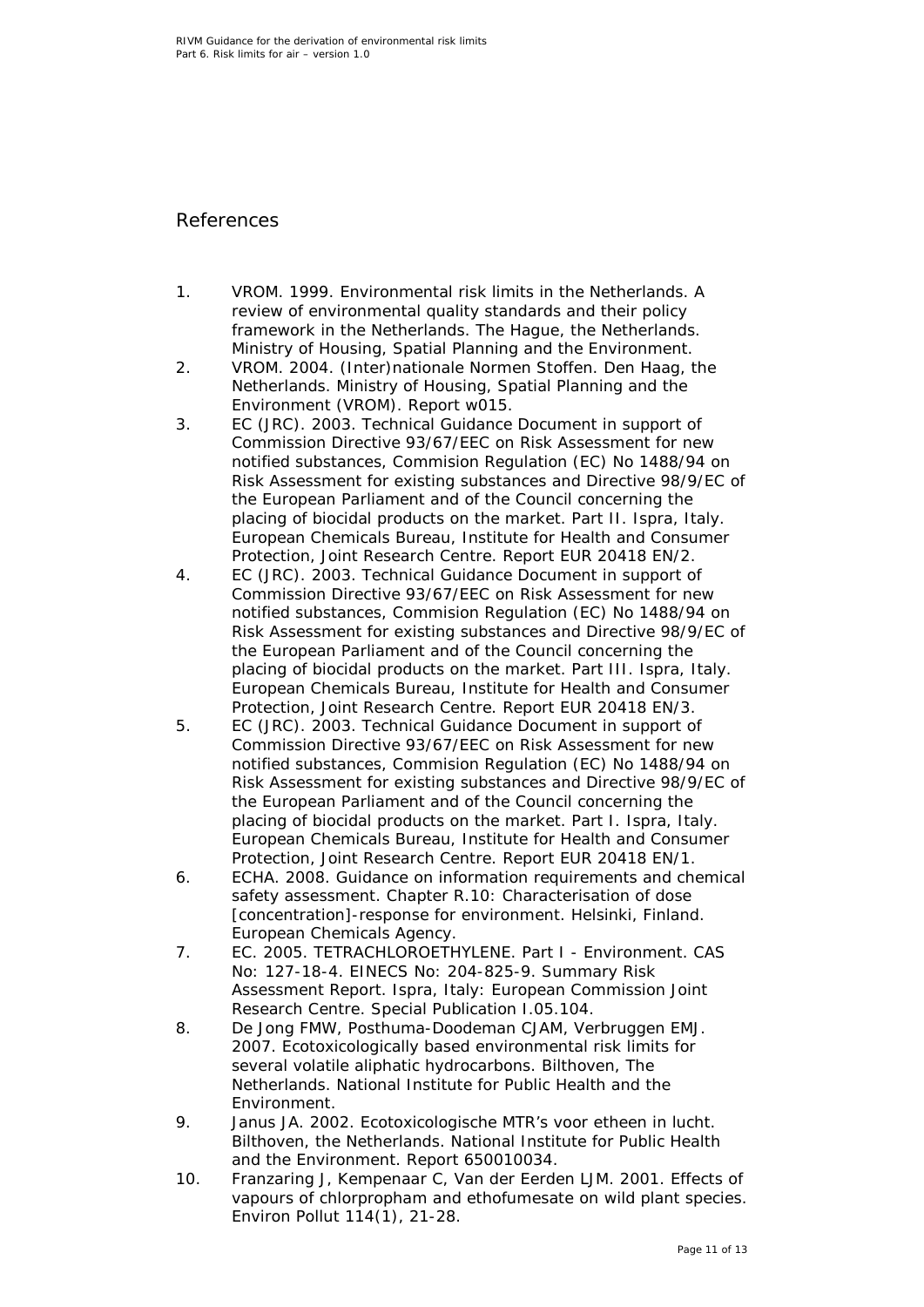# References

1. VROM. 1999. Environmental risk limits in the Netherlands. A review of environmental quality standards and their policy framework in the Netherlands. The Hague, the Netherlands. Ministry of Housing, Spatial Planning and the Environment.
2. VROM. 2004. (Inter)nationale Normen Stoffen. Den Haag, the Netherlands. Ministry of Housing, Spatial Planning and the Environment (VROM). Report w015.
3. EC (JRC). 2003. Technical Guidance Document in support of Commission Directive 93/67/EEC on Risk Assessment for new notified substances, Commision Regulation (EC) No 1488/94 on Risk Assessment for existing substances and Directive 98/9/EC of the European Parliament and of the Council concerning the placing of biocidal products on the market. Part II. Ispra, Italy. European Chemicals Bureau, Institute for Health and Consumer Protection, Joint Research Centre. Report EUR 20418 EN/2.
4. EC (JRC). 2003. Technical Guidance Document in support of Commission Directive 93/67/EEC on Risk Assessment for new notified substances, Commision Regulation (EC) No 1488/94 on Risk Assessment for existing substances and Directive 98/9/EC of the European Parliament and of the Council concerning the placing of biocidal products on the market. Part III. Ispra, Italy. European Chemicals Bureau, Institute for Health and Consumer Protection, Joint Research Centre. Report EUR 20418 EN/3.
5. EC (JRC). 2003. Technical Guidance Document in support of Commission Directive 93/67/EEC on Risk Assessment for new notified substances, Commision Regulation (EC) No 1488/94 on Risk Assessment for existing substances and Directive 98/9/EC of the European Parliament and of the Council concerning the placing of biocidal products on the market. Part I. Ispra, Italy. European Chemicals Bureau, Institute for Health and Consumer Protection, Joint Research Centre. Report EUR 20418 EN/1.
6. ECHA. 2008. Guidance on information requirements and chemical safety assessment. Chapter R.10: Characterisation of dose [concentration]-response for environment. Helsinki, Finland. European Chemicals Agency.
7. EC. 2005. TETRACHLOROETHYLENE. Part I - Environment. CAS No: 127-18-4. EINECS No: 204-825-9. Summary Risk Assessment Report. Ispra, Italy: European Commission Joint Research Centre. Special Publication I.05.104.
8. De Jong FMW, Posthuma-Doodeman CJAM, Verbruggen EMJ. 2007. Ecotoxicologically based environmental risk limits for several volatile aliphatic hydrocarbons. Bilthoven, The Netherlands. National Institute for Public Health and the Environment.
9. Janus JA. 2002. Ecotoxicologische MTR's voor etheen in lucht. Bilthoven, the Netherlands. National Institute for Public Health and the Environment. Report 650010034.
10. Franzaring J, Kempenaar C, Van der Eerden LJM. 2001. Effects of vapours of chlorpropham and ethofumesate on wild plant species. Environ Pollut 114(1), 21-28.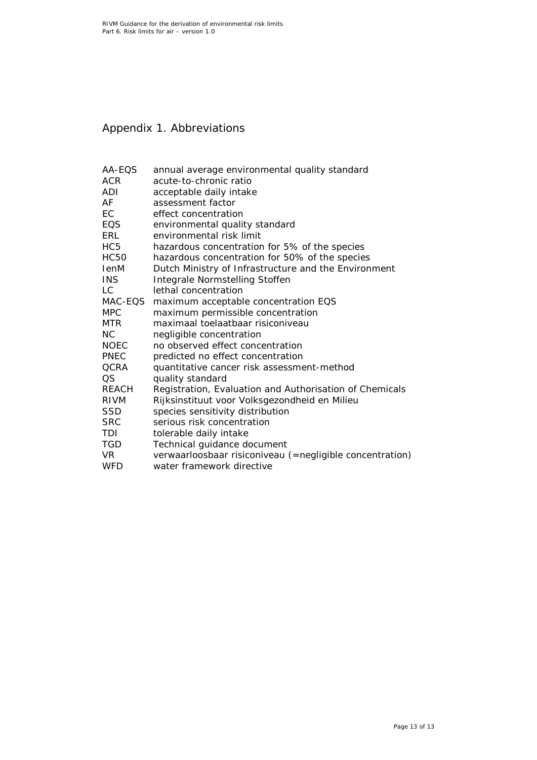# Appendix 1. Abbreviations

| | |
|---|---|
| AA-EQS | annual average environmental quality standard |
| ACR | acute-to-chronic ratio |
| ADI | acceptable daily intake |
| AF | assessment factor |
| EC | effect concentration |
| EQS | environmental quality standard |
| ERL | environmental risk limit |
| HC5 | hazardous concentration for 5% of the species |
| HC50 | hazardous concentration for 50% of the species |
| IenM | Dutch Ministry of Infrastructure and the Environment |
| INS | Integrale Normstelling Stoffen |
| LC | lethal concentration |
| MAC-EQS | maximum acceptable concentration EQS |
| MPC | maximum permissible concentration |
| MTR | maximaal toelaatbaar risiconiveau |
| NC | negligible concentration |
| NOEC | no observed effect concentration |
| PNEC | predicted no effect concentration |
| QCRA | quantitative cancer risk assessment-method |
| QS | quality standard |
| REACH | Registration, Evaluation and Authorisation of Chemicals |
| RIVM | Rijksinstituut voor Volksgezondheid en Milieu |
| SSD | species sensitivity distribution |
| SRC | serious risk concentration |
| TDI | tolerable daily intake |
| TGD | Technical guidance document |
| VR | verwaarloosbaar risiconiveau (=negligible concentration) |
| WFD | water framework directive |